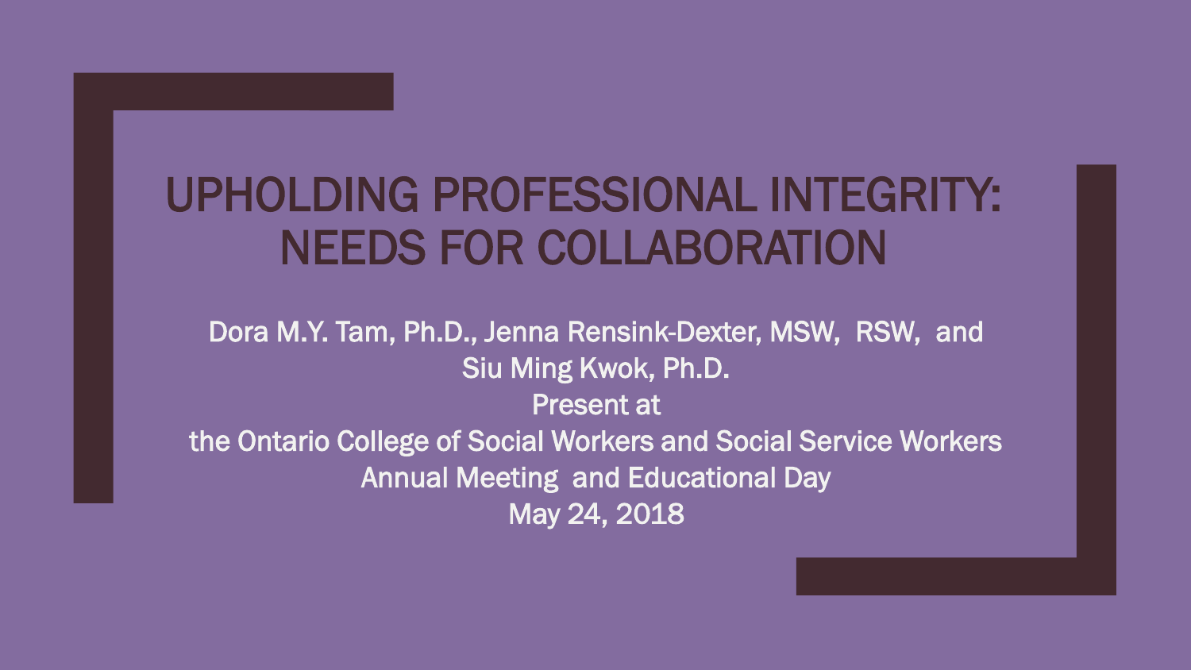# UPHOLDING PROFESSIONAL INTEGRITY: NEEDS FOR COLLABORATION

Dora M.Y. Tam, Ph.D., Jenna Rensink-Dexter, MSW, RSW, and Siu Ming Kwok, Ph.D.

Present at

the Ontario College of Social Workers and Social Service Workers Annual Meeting and Educational Day

May 24, 2018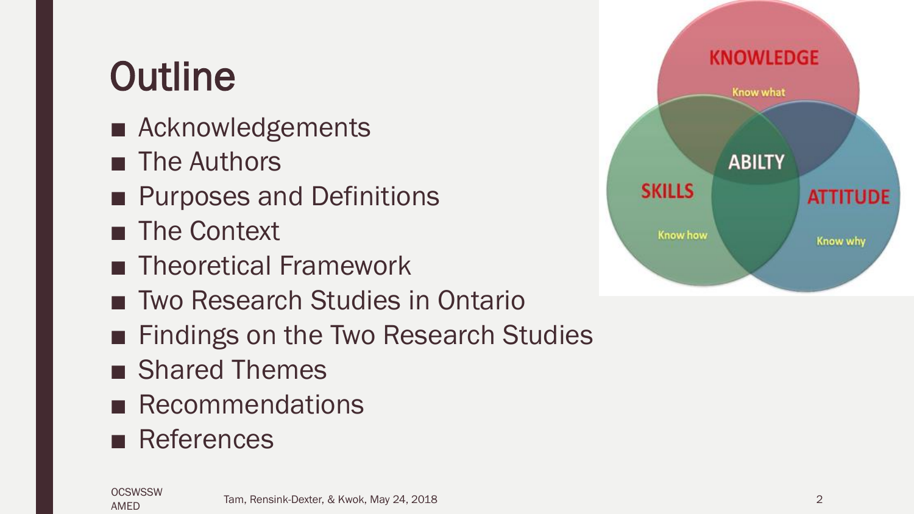# Outline

- Acknowledgements
- The Authors
- Purposes and Definitions
- The Context
- Theoretical Framework
- Two Research Studies in Ontario
- Findings on the Two Research Studies
- Shared Themes
- Recommendations
- References

KNOWLEDGE
Know what

SKILLS
Know how

ATTITUDE
Know why

ABILTY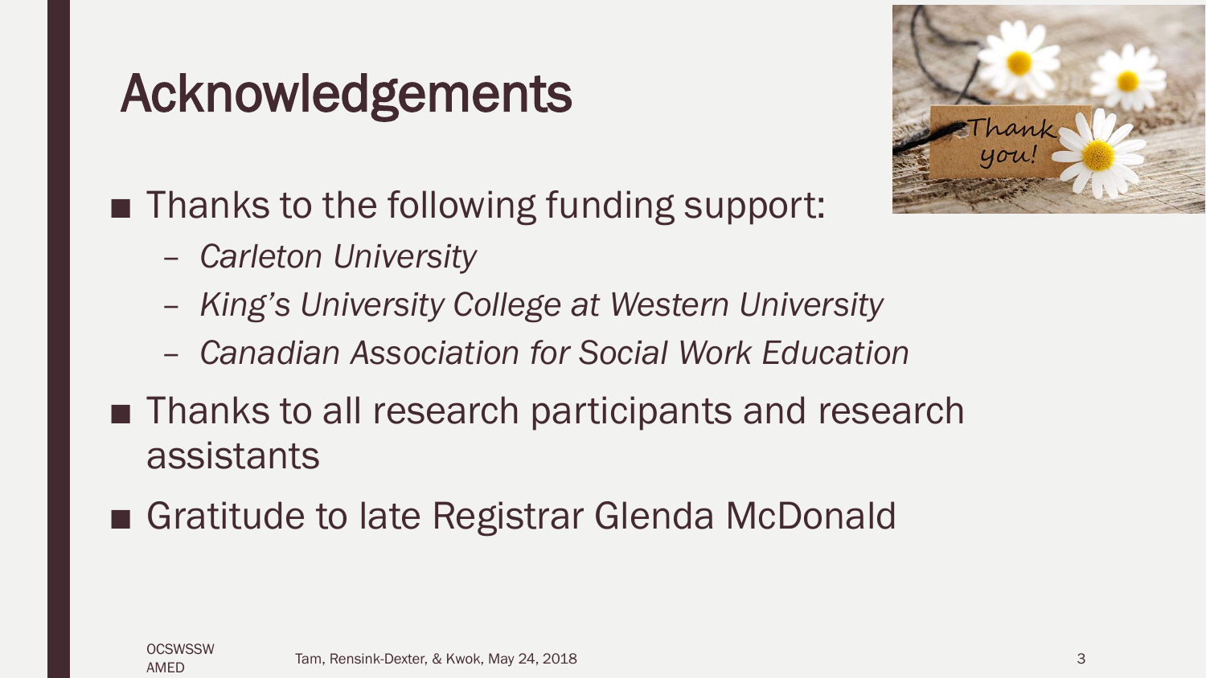# Acknowledgements

- Thanks to the following funding support:
  - *Carleton University*
  - *King's University College at Western University*
  - *Canadian Association for Social Work Education*
- Thanks to all research participants and research assistants
- Gratitude to late Registrar Glenda McDonald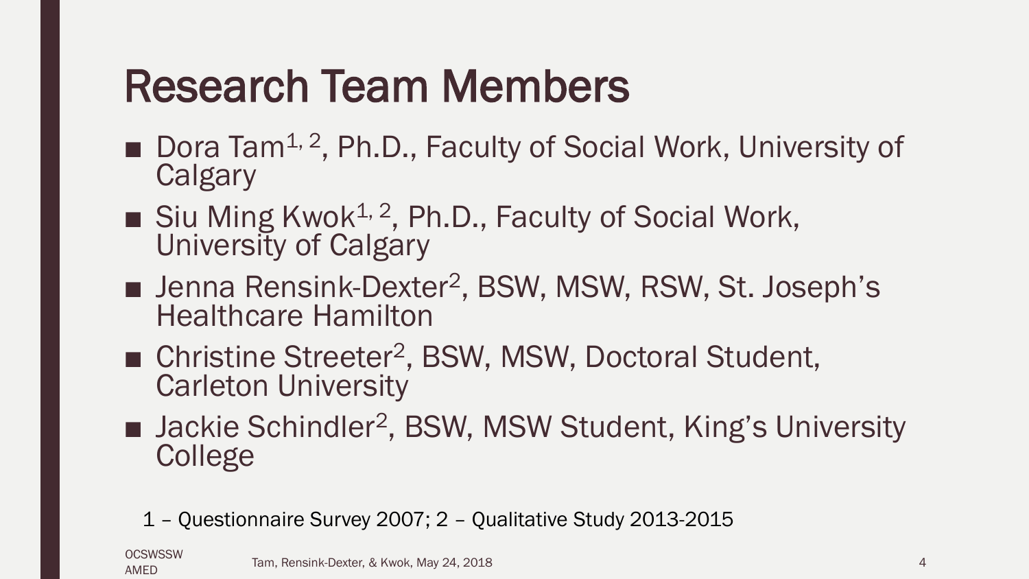# Research Team Members

- Dora Tam[1, 2], Ph.D., Faculty of Social Work, University of Calgary
- Siu Ming Kwok[1, 2], Ph.D., Faculty of Social Work, University of Calgary
- Jenna Rensink-Dexter[2], BSW, MSW, RSW, St. Joseph's Healthcare Hamilton
- Christine Streeter[2], BSW, MSW, Doctoral Student, Carleton University
- Jackie Schindler[2], BSW, MSW Student, King's University College

1 – Questionnaire Survey 2007; 2 – Qualitative Study 2013-2015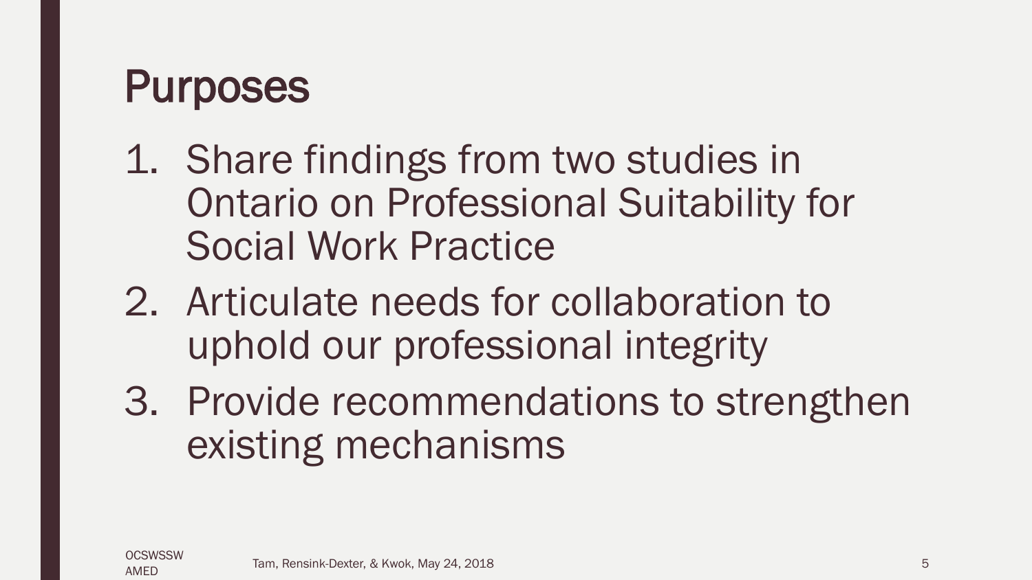# Purposes

1. Share findings from two studies in Ontario on Professional Suitability for Social Work Practice
2. Articulate needs for collaboration to uphold our professional integrity
3. Provide recommendations to strengthen existing mechanisms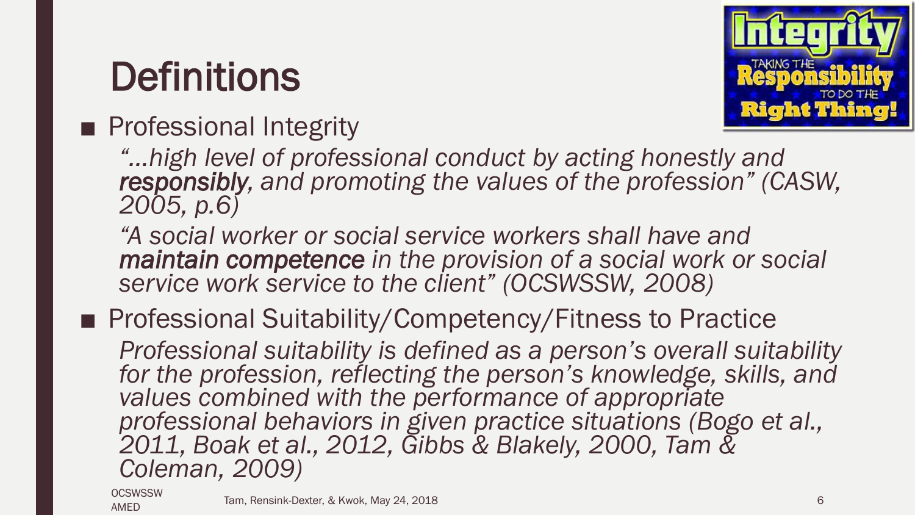# Definitions

- Professional Integrity

  *"…high level of professional conduct by acting honestly and **responsibly**, and promoting the values of the profession" (CASW, 2005, p.6)*

  *"A social worker or social service workers shall have and **maintain competence** in the provision of a social work or social service work service to the client" (OCSWSSW, 2008)*

- Professional Suitability/Competency/Fitness to Practice

  *Professional suitability is defined as a person's overall suitability for the profession, reflecting the person's knowledge, skills, and values combined with the performance of appropriate professional behaviors in given practice situations (Bogo et al., 2011, Boak et al., 2012, Gibbs & Blakely, 2000, Tam & Coleman, 2009)*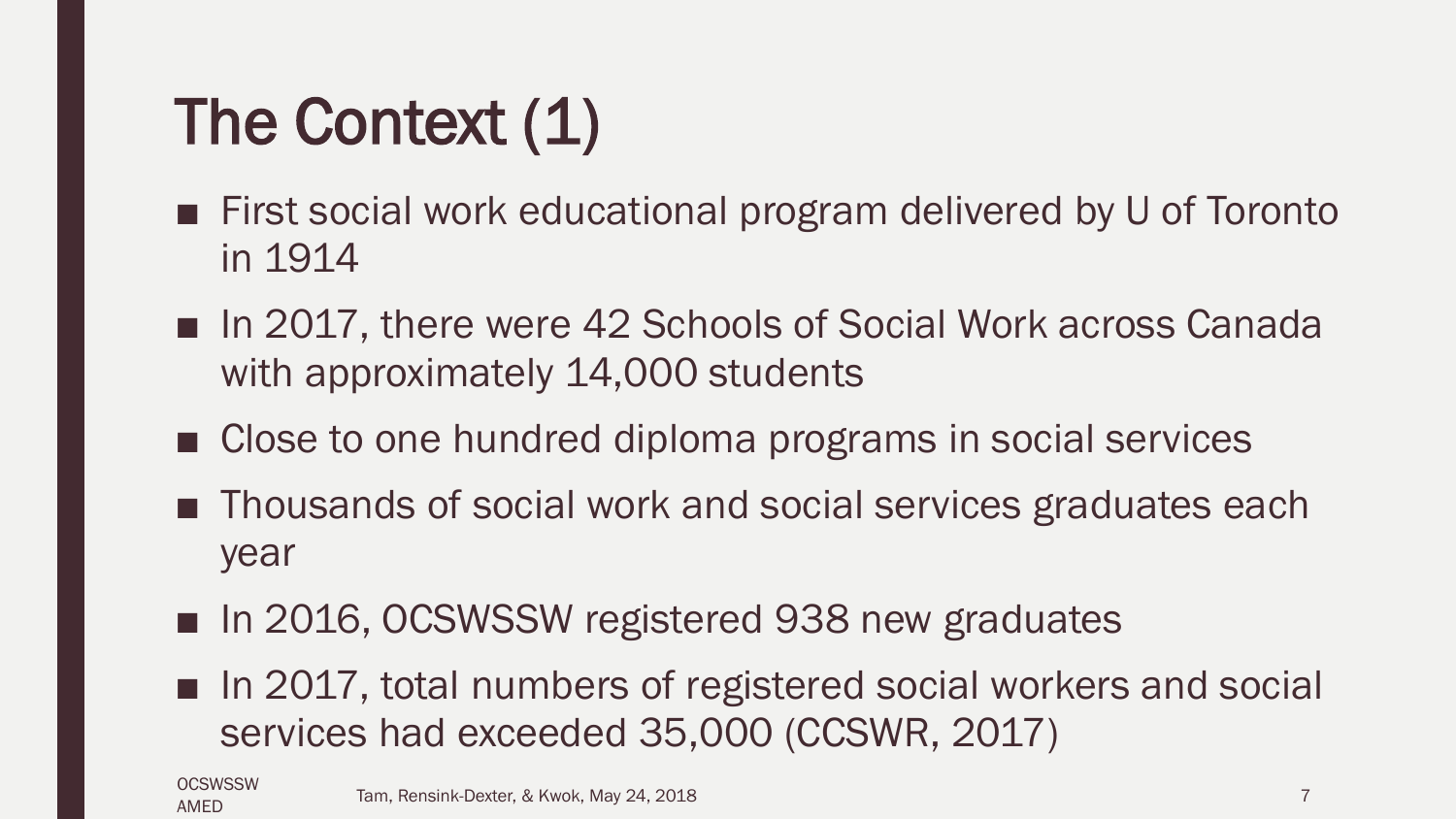# The Context (1)

- First social work educational program delivered by U of Toronto in 1914
- In 2017, there were 42 Schools of Social Work across Canada with approximately 14,000 students
- Close to one hundred diploma programs in social services
- Thousands of social work and social services graduates each year
- In 2016, OCSWSSW registered 938 new graduates
- In 2017, total numbers of registered social workers and social services had exceeded 35,000 (CCSWR, 2017)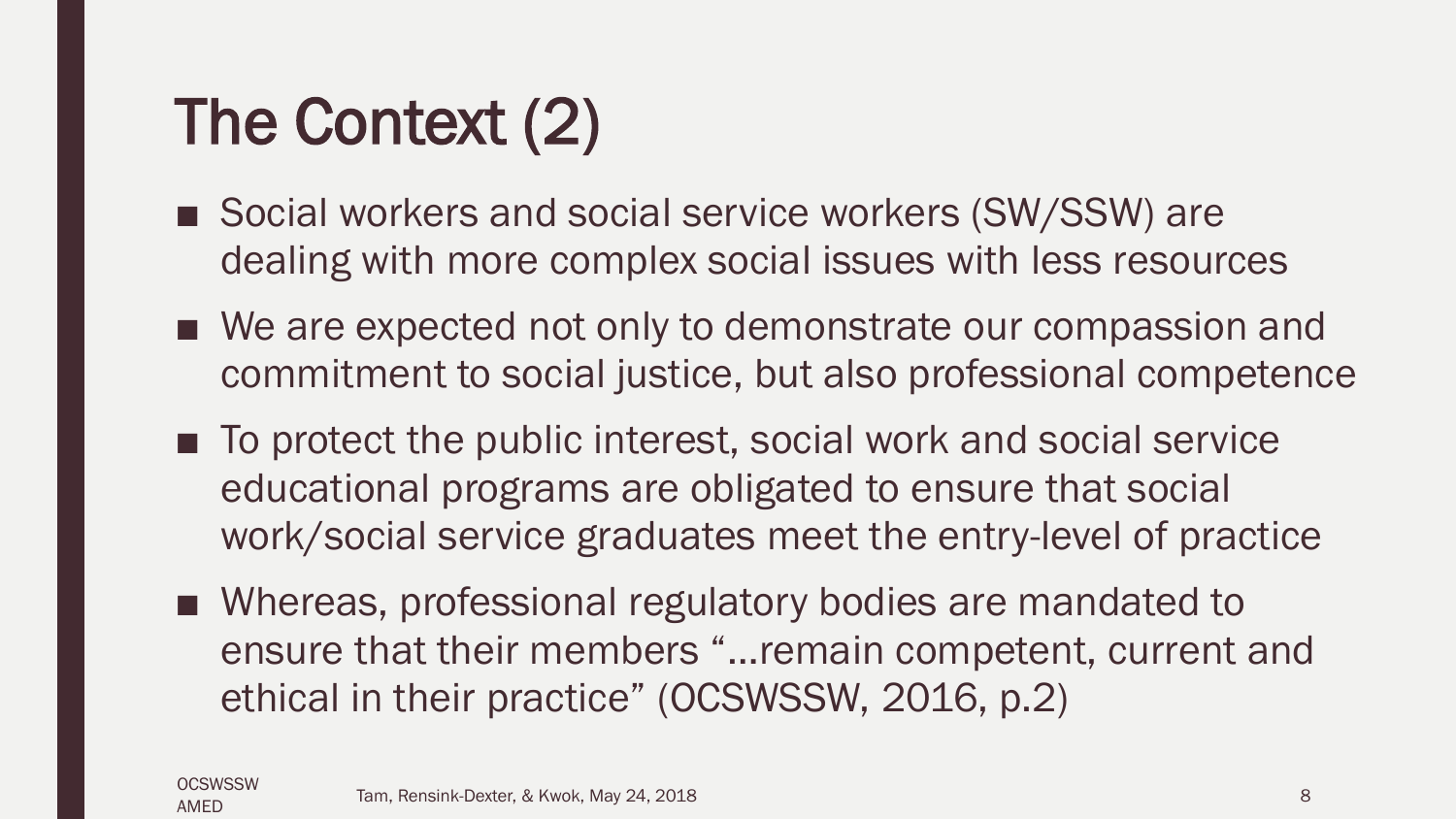# The Context (2)

- Social workers and social service workers (SW/SSW) are dealing with more complex social issues with less resources
- We are expected not only to demonstrate our compassion and commitment to social justice, but also professional competence
- To protect the public interest, social work and social service educational programs are obligated to ensure that social work/social service graduates meet the entry-level of practice
- Whereas, professional regulatory bodies are mandated to ensure that their members "…remain competent, current and ethical in their practice" (OCSWSSW, 2016, p.2)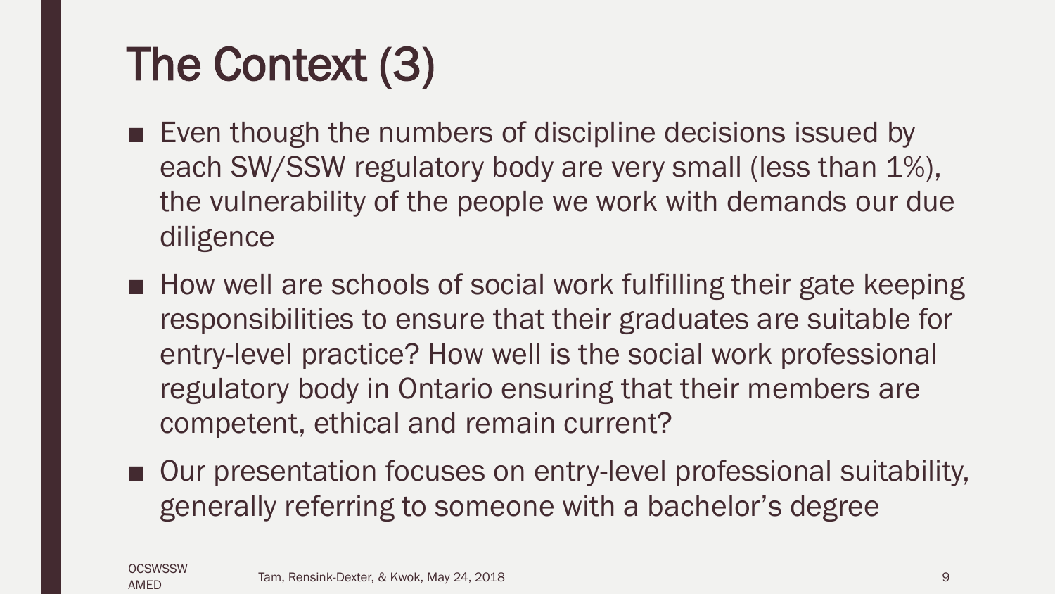# The Context (3)

- Even though the numbers of discipline decisions issued by each SW/SSW regulatory body are very small (less than 1%), the vulnerability of the people we work with demands our due diligence
- How well are schools of social work fulfilling their gate keeping responsibilities to ensure that their graduates are suitable for entry-level practice? How well is the social work professional regulatory body in Ontario ensuring that their members are competent, ethical and remain current?
- Our presentation focuses on entry-level professional suitability, generally referring to someone with a bachelor's degree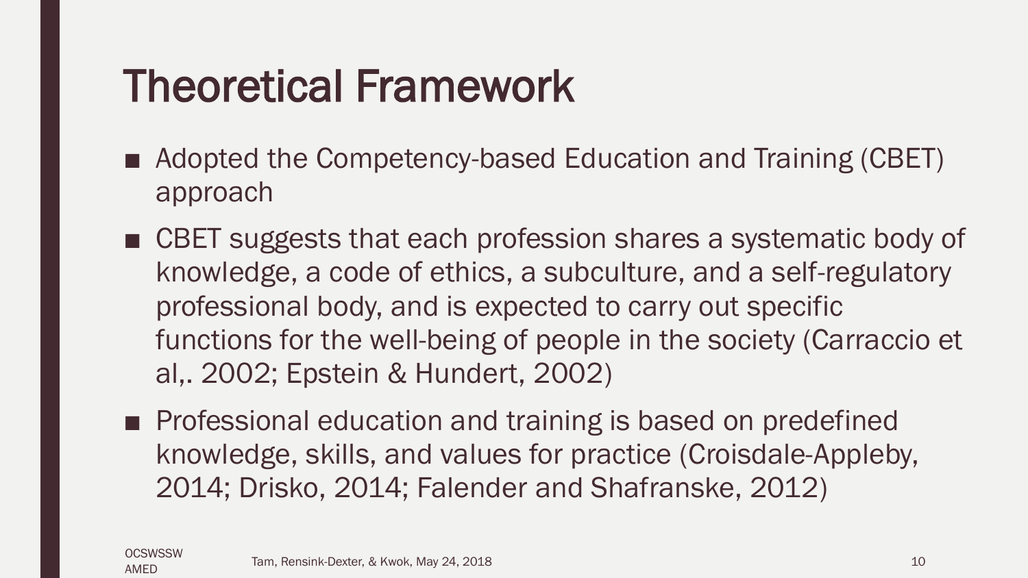# Theoretical Framework

- Adopted the Competency-based Education and Training (CBET) approach
- CBET suggests that each profession shares a systematic body of knowledge, a code of ethics, a subculture, and a self-regulatory professional body, and is expected to carry out specific functions for the well-being of people in the society (Carraccio et al,. 2002; Epstein & Hundert, 2002)
- Professional education and training is based on predefined knowledge, skills, and values for practice (Croisdale-Appleby, 2014; Drisko, 2014; Falender and Shafranske, 2012)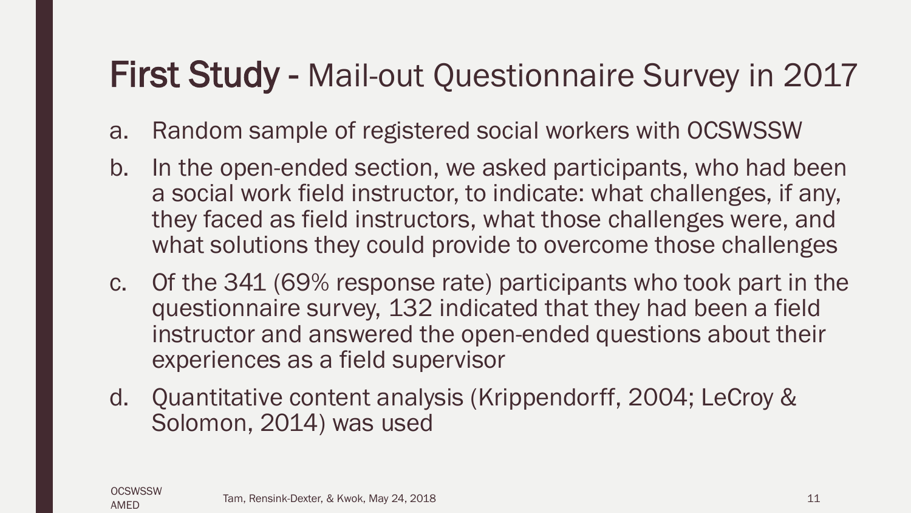# First Study - Mail-out Questionnaire Survey in 2017

a. Random sample of registered social workers with OCSWSSW

b. In the open-ended section, we asked participants, who had been a social work field instructor, to indicate: what challenges, if any, they faced as field instructors, what those challenges were, and what solutions they could provide to overcome those challenges

c. Of the 341 (69% response rate) participants who took part in the questionnaire survey, 132 indicated that they had been a field instructor and answered the open-ended questions about their experiences as a field supervisor

d. Quantitative content analysis (Krippendorff, 2004; LeCroy & Solomon, 2014) was used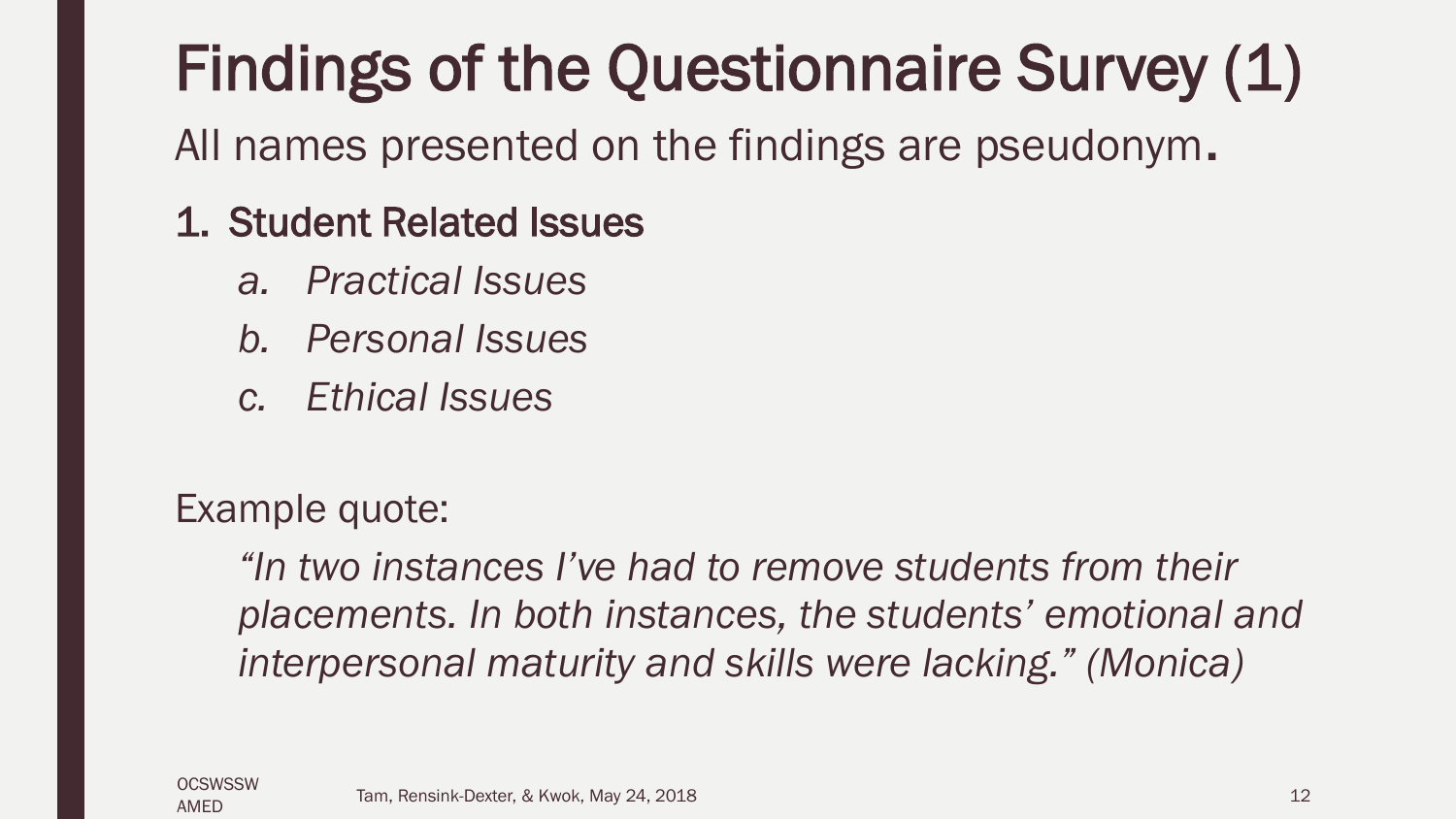# Findings of the Questionnaire Survey (1)

All names presented on the findings are pseudonym.

1. Student Related Issues
    - a. *Practical Issues*
    - b. *Personal Issues*
    - c. *Ethical Issues*

Example quote:

> *"In two instances I've had to remove students from their placements. In both instances, the students' emotional and interpersonal maturity and skills were lacking." (Monica)*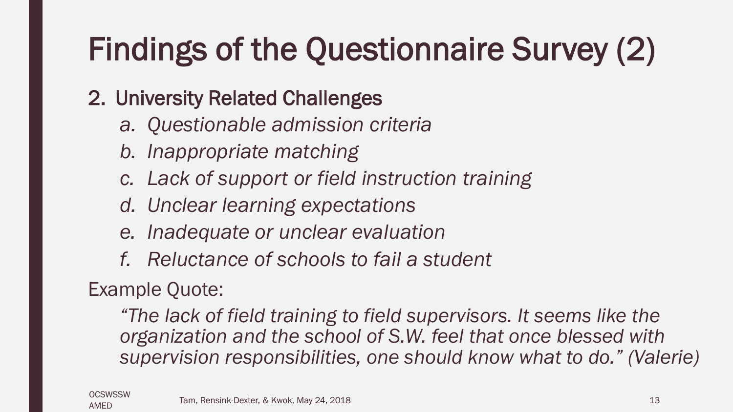# Findings of the Questionnaire Survey (2)

2. University Related Challenges
   a. *Questionable admission criteria*
   b. *Inappropriate matching*
   c. *Lack of support or field instruction training*
   d. *Unclear learning expectations*
   e. *Inadequate or unclear evaluation*
   f. *Reluctance of schools to fail a student*

Example Quote:

> *"The lack of field training to field supervisors. It seems like the organization and the school of S.W. feel that once blessed with supervision responsibilities, one should know what to do." (Valerie)*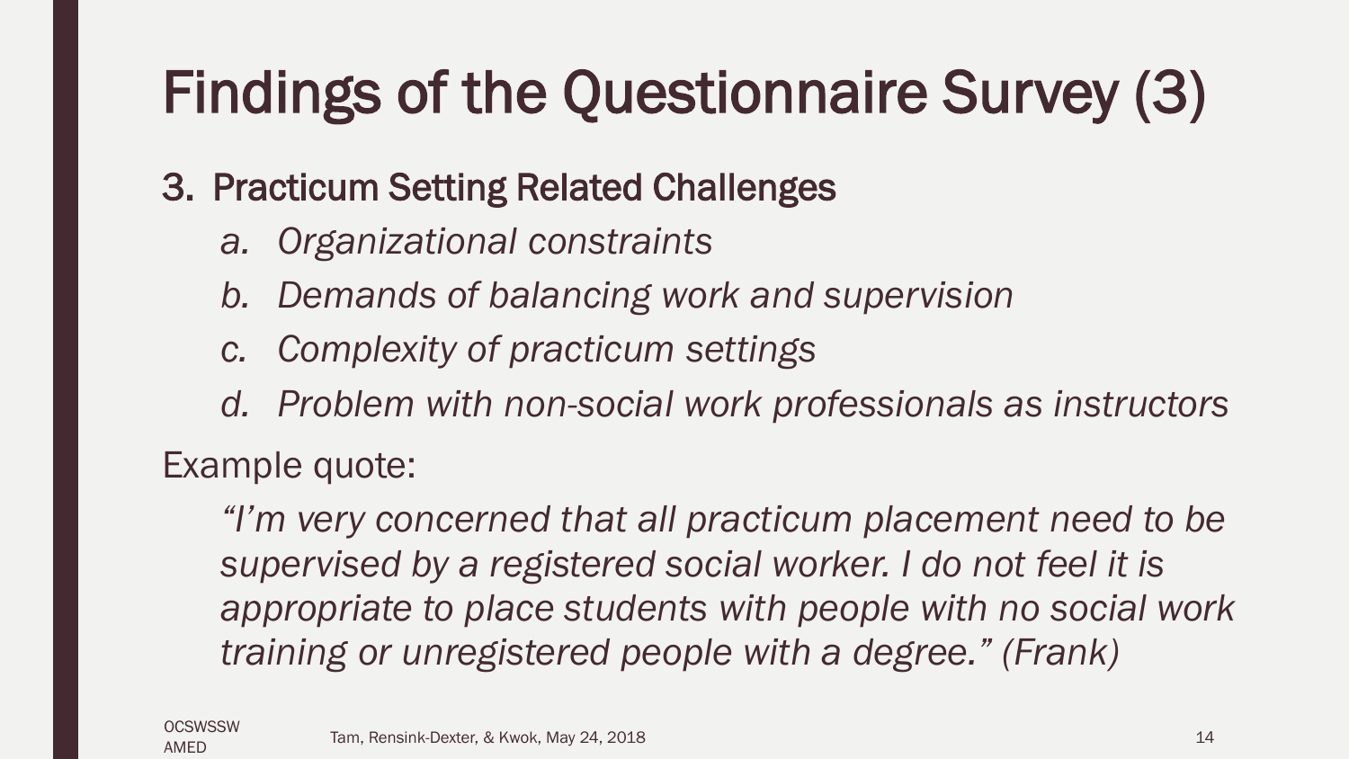# Findings of the Questionnaire Survey (3)

3. Practicum Setting Related Challenges
    a. *Organizational constraints*
    b. *Demands of balancing work and supervision*
    c. *Complexity of practicum settings*
    d. *Problem with non-social work professionals as instructors*

Example quote:

*"I'm very concerned that all practicum placement need to be supervised by a registered social worker. I do not feel it is appropriate to place students with people with no social work training or unregistered people with a degree." (Frank)*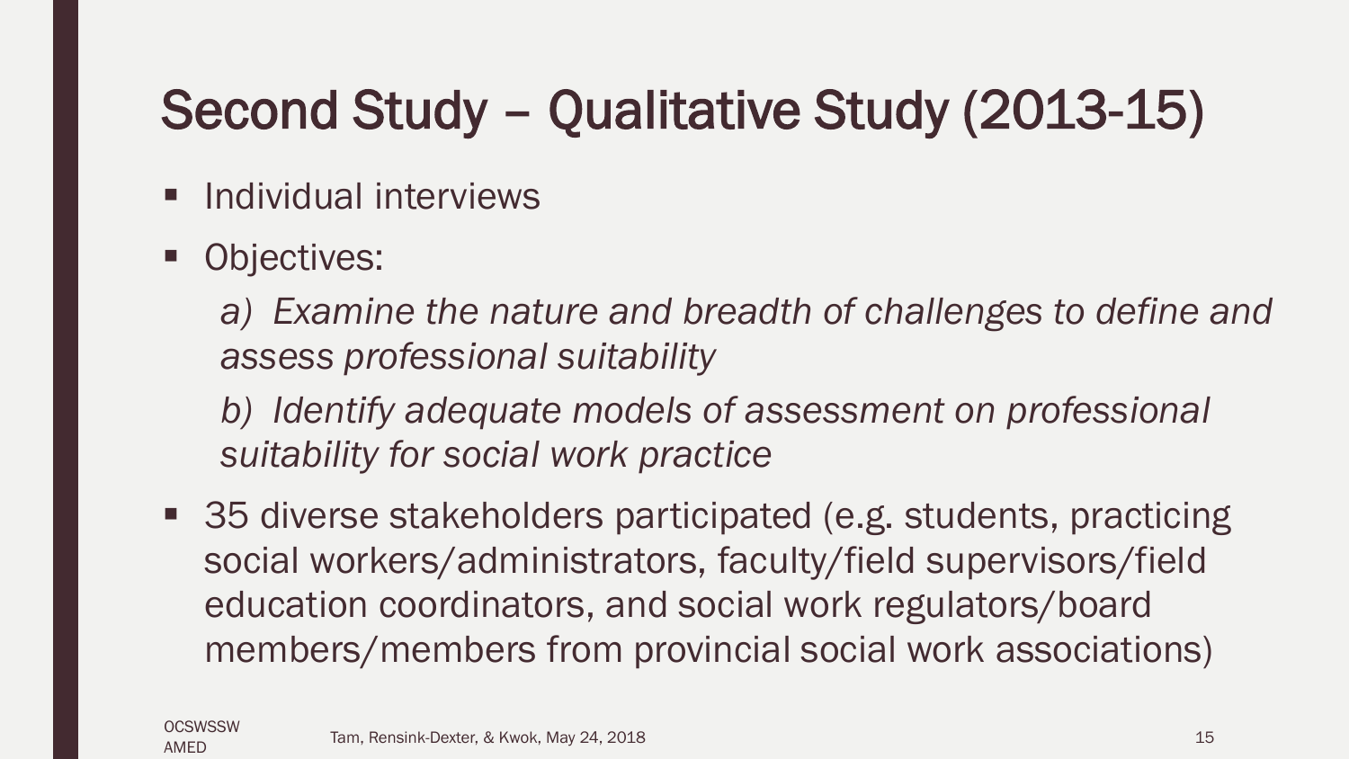# Second Study – Qualitative Study (2013-15)

- Individual interviews
- Objectives:

  *a) Examine the nature and breadth of challenges to define and assess professional suitability*

  *b) Identify adequate models of assessment on professional suitability for social work practice*

- 35 diverse stakeholders participated (e.g. students, practicing social workers/administrators, faculty/field supervisors/field education coordinators, and social work regulators/board members/members from provincial social work associations)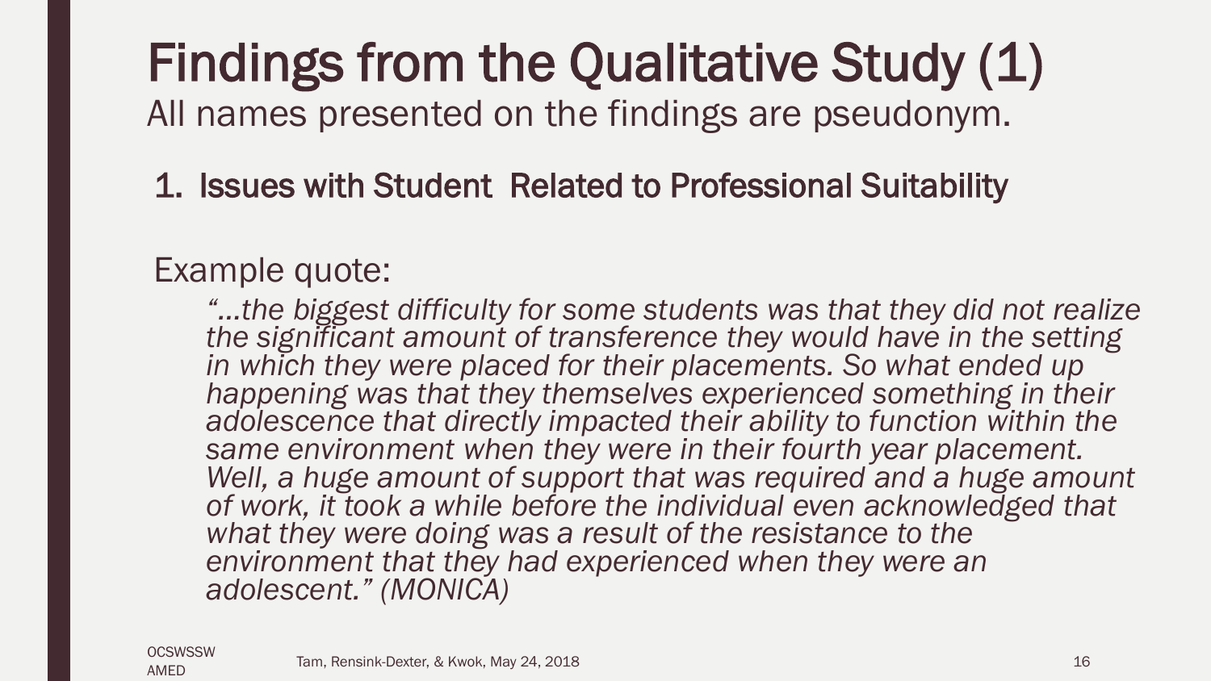# Findings from the Qualitative Study (1)

All names presented on the findings are pseudonym.

## 1. Issues with Student Related to Professional Suitability

Example quote:

*"…the biggest difficulty for some students was that they did not realize the significant amount of transference they would have in the setting in which they were placed for their placements. So what ended up happening was that they themselves experienced something in their adolescence that directly impacted their ability to function within the same environment when they were in their fourth year placement. Well, a huge amount of support that was required and a huge amount of work, it took a while before the individual even acknowledged that what they were doing was a result of the resistance to the environment that they had experienced when they were an adolescent." (MONICA)*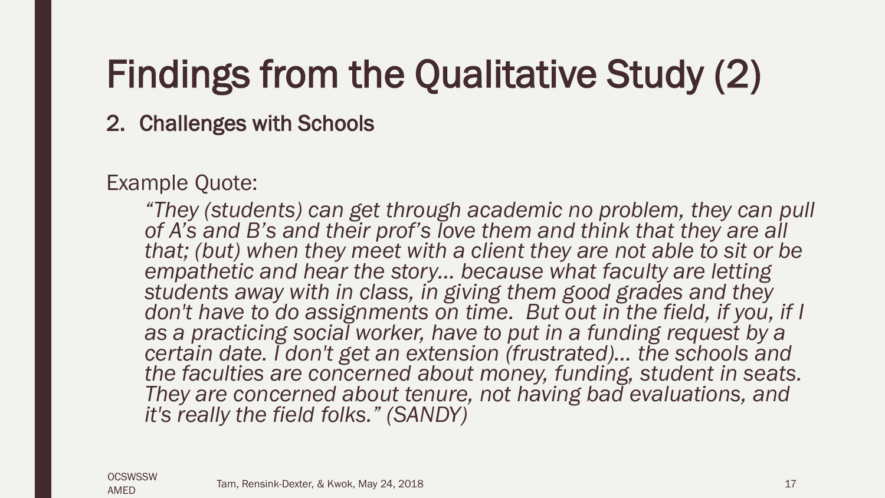# Findings from the Qualitative Study (2)

2. Challenges with Schools

Example Quote:

> *"They (students) can get through academic no problem, they can pull of A's and B's and their prof's love them and think that they are all that; (but) when they meet with a client they are not able to sit or be empathetic and hear the story… because what faculty are letting students away with in class, in giving them good grades and they don't have to do assignments on time. But out in the field, if you, if I as a practicing social worker, have to put in a funding request by a certain date. I don't get an extension (frustrated)… the schools and the faculties are concerned about money, funding, student in seats. They are concerned about tenure, not having bad evaluations, and it's really the field folks." (SANDY)*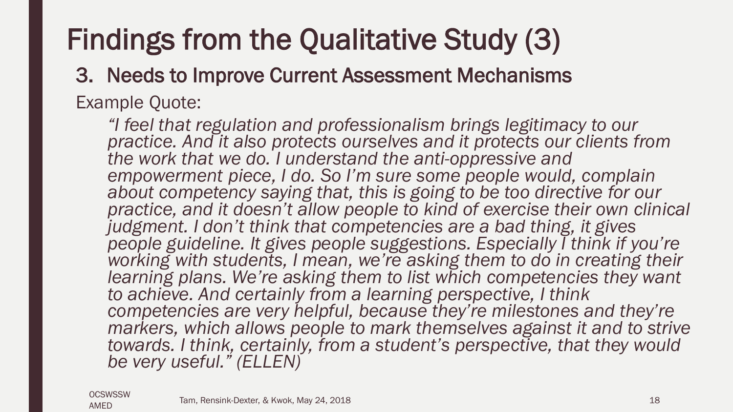# Findings from the Qualitative Study (3)

## 3. Needs to Improve Current Assessment Mechanisms

Example Quote:

> *"I feel that regulation and professionalism brings legitimacy to our practice. And it also protects ourselves and it protects our clients from the work that we do. I understand the anti-oppressive and empowerment piece, I do. So I'm sure some people would, complain about competency saying that, this is going to be too directive for our practice, and it doesn't allow people to kind of exercise their own clinical judgment. I don't think that competencies are a bad thing, it gives people guideline. It gives people suggestions. Especially I think if you're working with students, I mean, we're asking them to do in creating their learning plans. We're asking them to list which competencies they want to achieve. And certainly from a learning perspective, I think competencies are very helpful, because they're milestones and they're markers, which allows people to mark themselves against it and to strive towards. I think, certainly, from a student's perspective, that they would be very useful." (ELLEN)*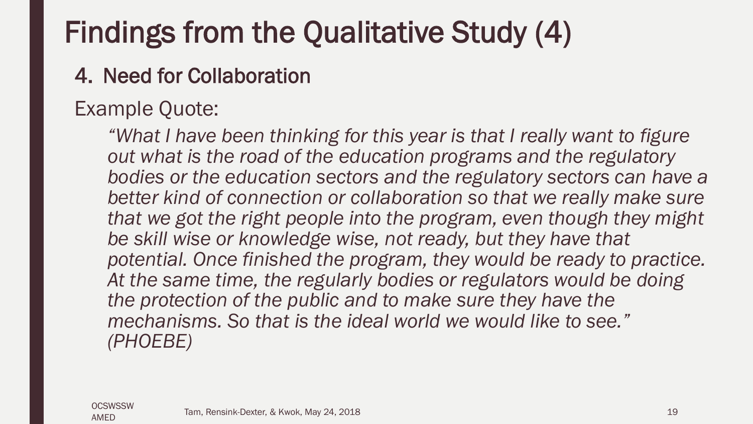# Findings from the Qualitative Study (4)

## 4. Need for Collaboration

Example Quote:

> *"What I have been thinking for this year is that I really want to figure out what is the road of the education programs and the regulatory bodies or the education sectors and the regulatory sectors can have a better kind of connection or collaboration so that we really make sure that we got the right people into the program, even though they might be skill wise or knowledge wise, not ready, but they have that potential. Once finished the program, they would be ready to practice. At the same time, the regularly bodies or regulators would be doing the protection of the public and to make sure they have the mechanisms. So that is the ideal world we would like to see." (PHOEBE)*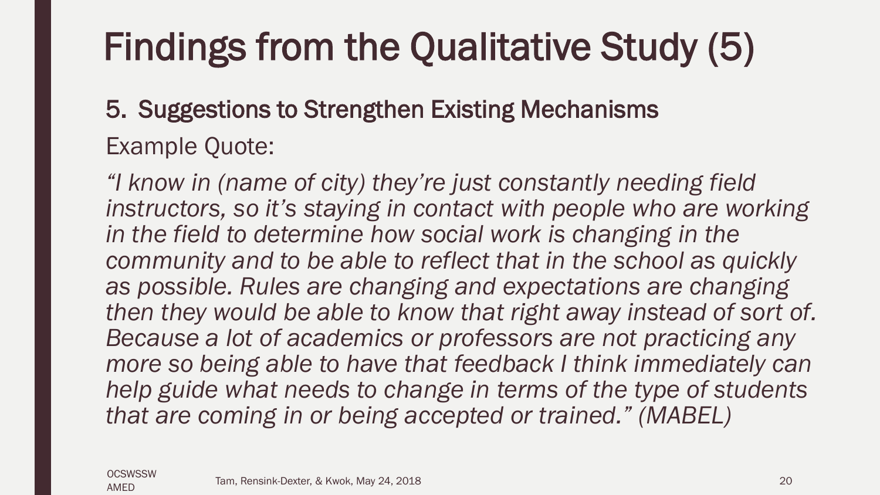# Findings from the Qualitative Study (5)

## 5. Suggestions to Strengthen Existing Mechanisms

Example Quote:

*"I know in (name of city) they're just constantly needing field instructors, so it's staying in contact with people who are working in the field to determine how social work is changing in the community and to be able to reflect that in the school as quickly as possible. Rules are changing and expectations are changing then they would be able to know that right away instead of sort of. Because a lot of academics or professors are not practicing any more so being able to have that feedback I think immediately can help guide what needs to change in terms of the type of students that are coming in or being accepted or trained." (MABEL)*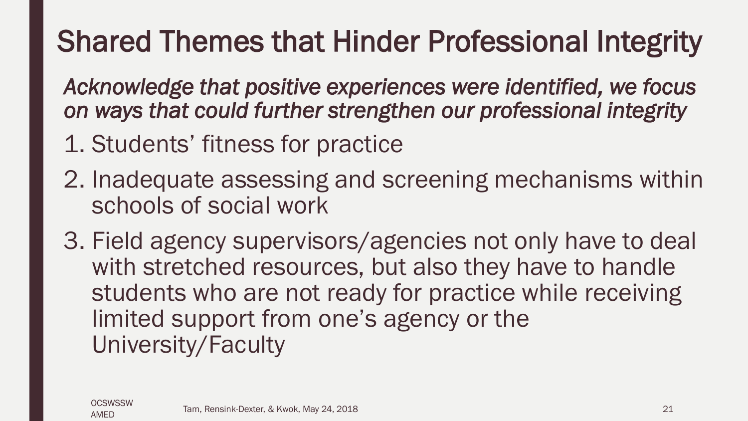# Shared Themes that Hinder Professional Integrity

*Acknowledge that positive experiences were identified, we focus on ways that could further strengthen our professional integrity*

1. Students' fitness for practice
2. Inadequate assessing and screening mechanisms within schools of social work
3. Field agency supervisors/agencies not only have to deal with stretched resources, but also they have to handle students who are not ready for practice while receiving limited support from one's agency or the University/Faculty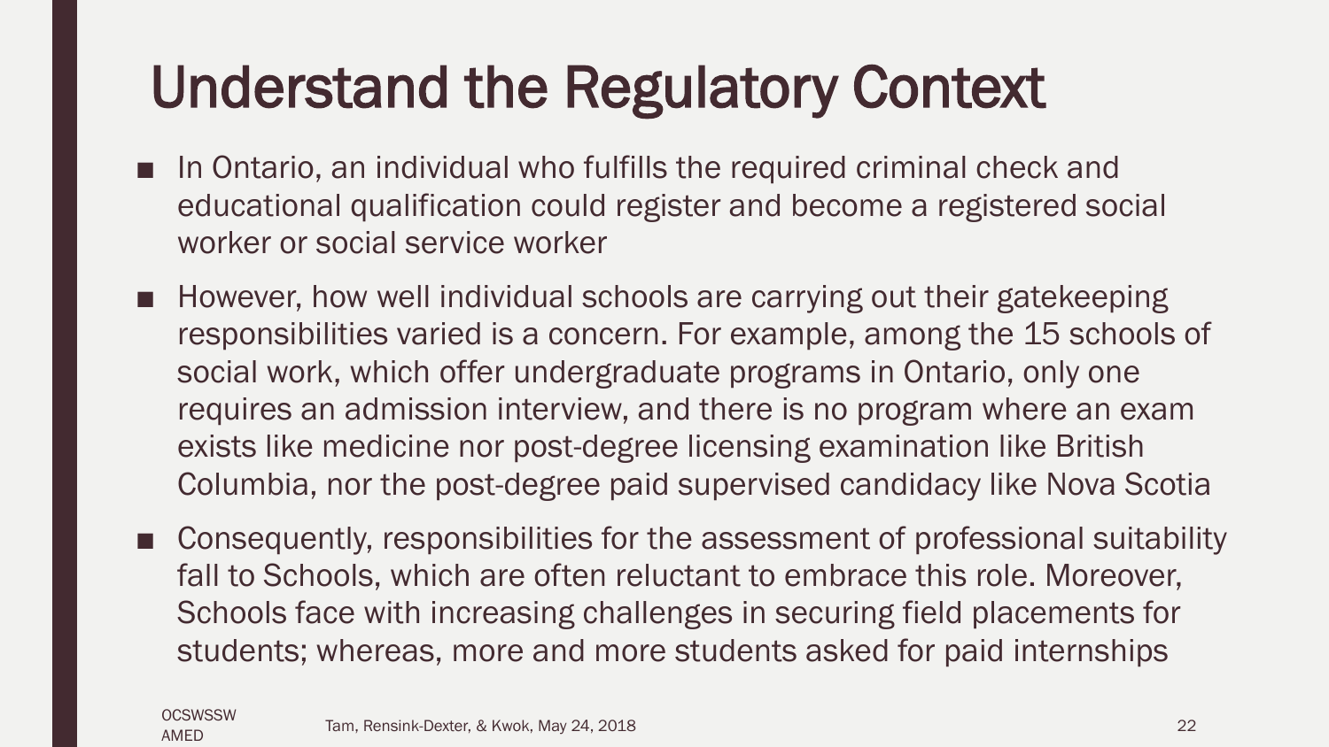# Understand the Regulatory Context

- In Ontario, an individual who fulfills the required criminal check and educational qualification could register and become a registered social worker or social service worker
- However, how well individual schools are carrying out their gatekeeping responsibilities varied is a concern. For example, among the 15 schools of social work, which offer undergraduate programs in Ontario, only one requires an admission interview, and there is no program where an exam exists like medicine nor post-degree licensing examination like British Columbia, nor the post-degree paid supervised candidacy like Nova Scotia
- Consequently, responsibilities for the assessment of professional suitability fall to Schools, which are often reluctant to embrace this role. Moreover, Schools face with increasing challenges in securing field placements for students; whereas, more and more students asked for paid internships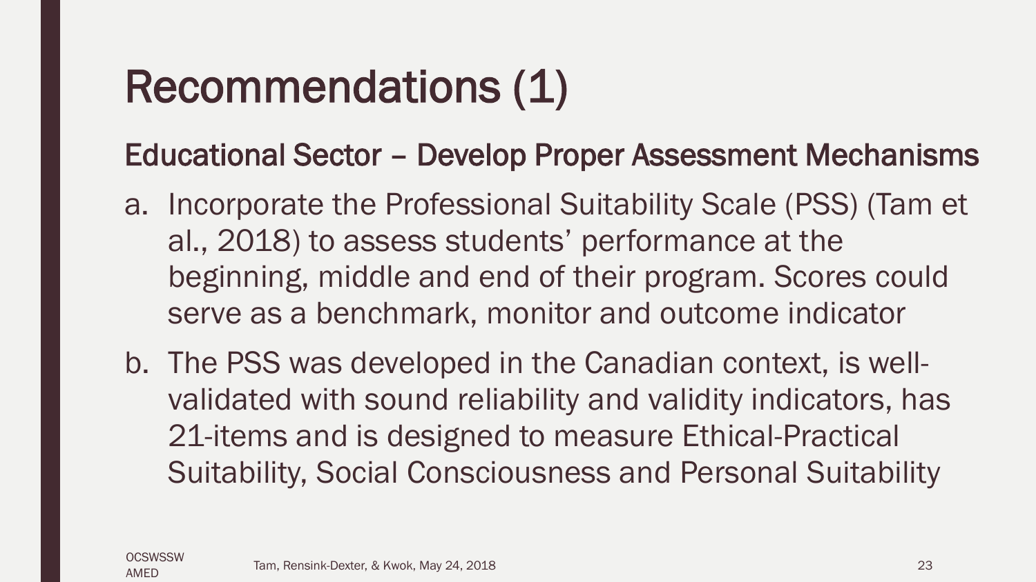# Recommendations (1)

## Educational Sector – Develop Proper Assessment Mechanisms

a. Incorporate the Professional Suitability Scale (PSS) (Tam et al., 2018) to assess students' performance at the beginning, middle and end of their program. Scores could serve as a benchmark, monitor and outcome indicator

b. The PSS was developed in the Canadian context, is well-validated with sound reliability and validity indicators, has 21-items and is designed to measure Ethical-Practical Suitability, Social Consciousness and Personal Suitability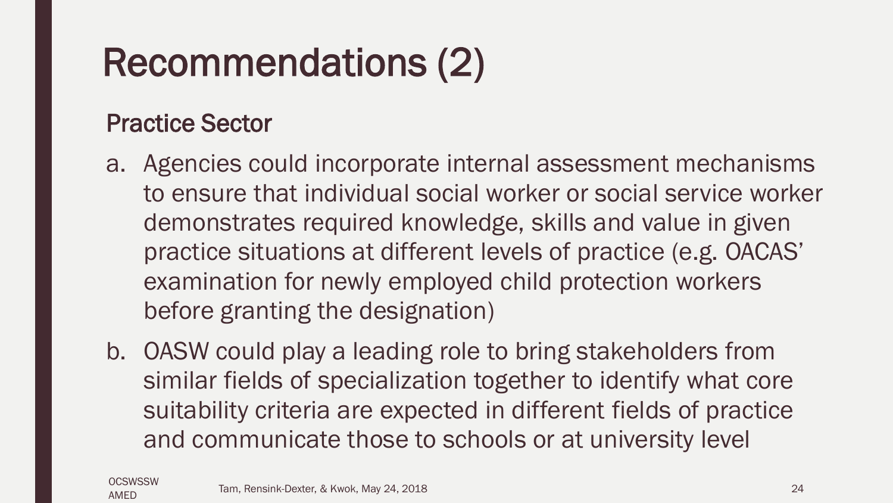# Recommendations (2)

## Practice Sector

a. Agencies could incorporate internal assessment mechanisms to ensure that individual social worker or social service worker demonstrates required knowledge, skills and value in given practice situations at different levels of practice (e.g. OACAS' examination for newly employed child protection workers before granting the designation)

b. OASW could play a leading role to bring stakeholders from similar fields of specialization together to identify what core suitability criteria are expected in different fields of practice and communicate those to schools or at university level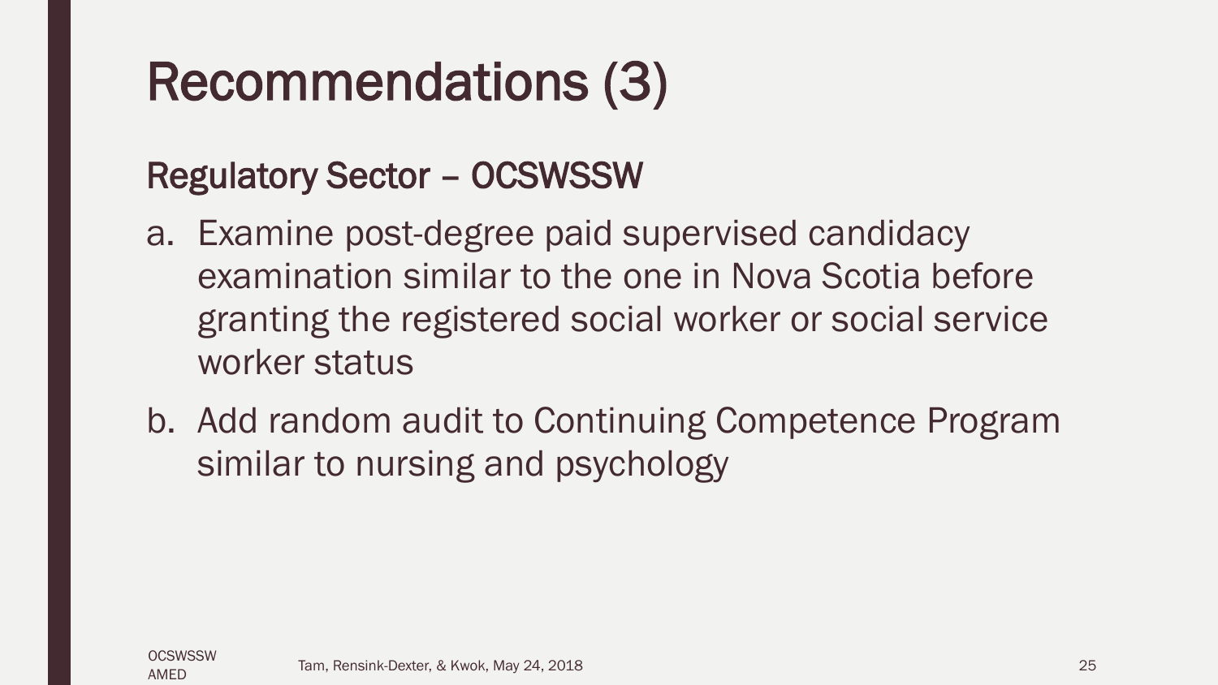# Recommendations (3)

## Regulatory Sector – OCSWSSW

a. Examine post-degree paid supervised candidacy examination similar to the one in Nova Scotia before granting the registered social worker or social service worker status

b. Add random audit to Continuing Competence Program similar to nursing and psychology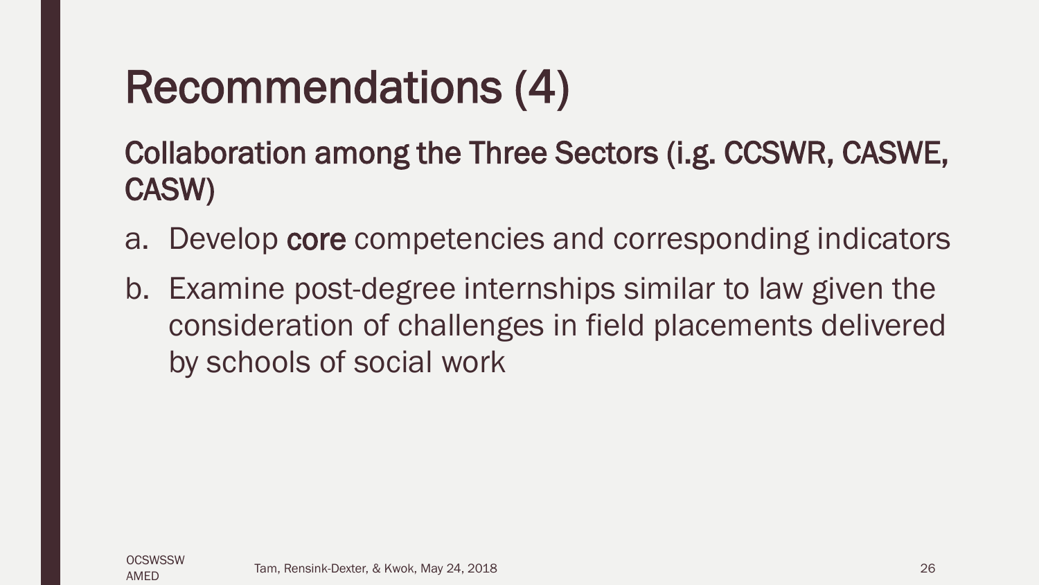# Recommendations (4)

## Collaboration among the Three Sectors (i.g. CCSWR, CASWE, CASW)

a. Develop **core** competencies and corresponding indicators

b. Examine post-degree internships similar to law given the consideration of challenges in field placements delivered by schools of social work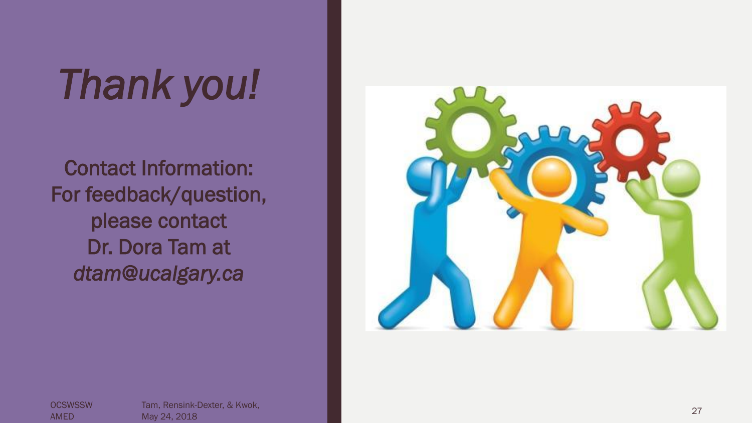# *Thank you!*

Contact Information:
For feedback/question,
please contact
Dr. Dora Tam at
*dtam@ucalgary.ca*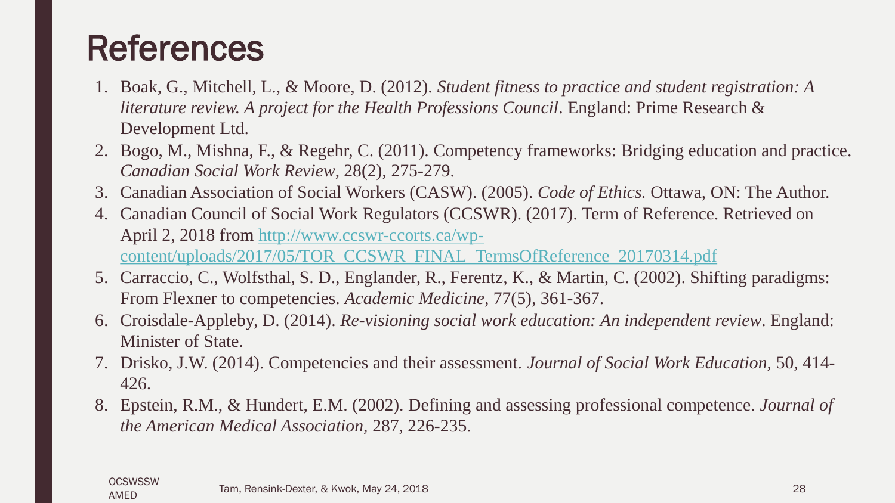# References

1. Boak, G., Mitchell, L., & Moore, D. (2012). *Student fitness to practice and student registration: A literature review. A project for the Health Professions Council*. England: Prime Research & Development Ltd.
2. Bogo, M., Mishna, F., & Regehr, C. (2011). Competency frameworks: Bridging education and practice. *Canadian Social Work Review*, 28(2), 275-279.
3. Canadian Association of Social Workers (CASW). (2005). *Code of Ethics.* Ottawa, ON: The Author.
4. Canadian Council of Social Work Regulators (CCSWR). (2017). Term of Reference. Retrieved on April 2, 2018 from [http://www.ccswr-ccorts.ca/wp-content/uploads/2017/05/TOR_CCSWR_FINAL_TermsOfReference_20170314.pdf](http://www.ccswr-ccorts.ca/wp-content/uploads/2017/05/TOR_CCSWR_FINAL_TermsOfReference_20170314.pdf)
5. Carraccio, C., Wolfsthal, S. D., Englander, R., Ferentz, K., & Martin, C. (2002). Shifting paradigms: From Flexner to competencies. *Academic Medicine*, 77(5), 361-367.
6. Croisdale-Appleby, D. (2014). *Re-visioning social work education: An independent review*. England: Minister of State.
7. Drisko, J.W. (2014). Competencies and their assessment. *Journal of Social Work Education*, 50, 414-426.
8. Epstein, R.M., & Hundert, E.M. (2002). Defining and assessing professional competence. *Journal of the American Medical Association*, 287, 226-235.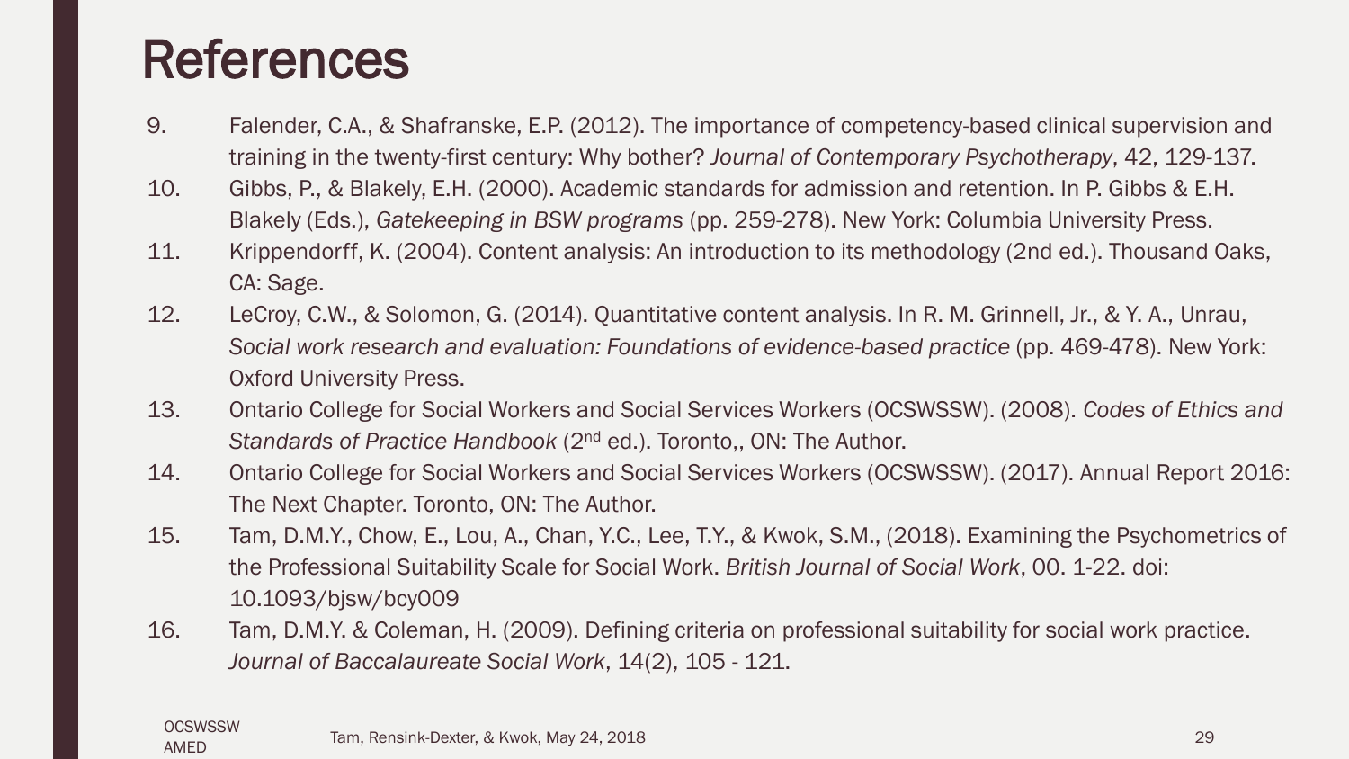# References

9. Falender, C.A., & Shafranske, E.P. (2012). The importance of competency-based clinical supervision and training in the twenty-first century: Why bother? *Journal of Contemporary Psychotherapy*, 42, 129-137.
10. Gibbs, P., & Blakely, E.H. (2000). Academic standards for admission and retention. In P. Gibbs & E.H. Blakely (Eds.), *Gatekeeping in BSW programs* (pp. 259-278). New York: Columbia University Press.
11. Krippendorff, K. (2004). Content analysis: An introduction to its methodology (2nd ed.). Thousand Oaks, CA: Sage.
12. LeCroy, C.W., & Solomon, G. (2014). Quantitative content analysis. In R. M. Grinnell, Jr., & Y. A., Unrau, *Social work research and evaluation: Foundations of evidence-based practice* (pp. 469-478). New York: Oxford University Press.
13. Ontario College for Social Workers and Social Services Workers (OCSWSSW). (2008). *Codes of Ethics and Standards of Practice Handbook* (2nd ed.). Toronto,, ON: The Author.
14. Ontario College for Social Workers and Social Services Workers (OCSWSSW). (2017). Annual Report 2016: The Next Chapter. Toronto, ON: The Author.
15. Tam, D.M.Y., Chow, E., Lou, A., Chan, Y.C., Lee, T.Y., & Kwok, S.M., (2018). Examining the Psychometrics of the Professional Suitability Scale for Social Work. *British Journal of Social Work*, 00. 1-22. doi: 10.1093/bjsw/bcy009
16. Tam, D.M.Y. & Coleman, H. (2009). Defining criteria on professional suitability for social work practice. *Journal of Baccalaureate Social Work*, 14(2), 105 - 121.